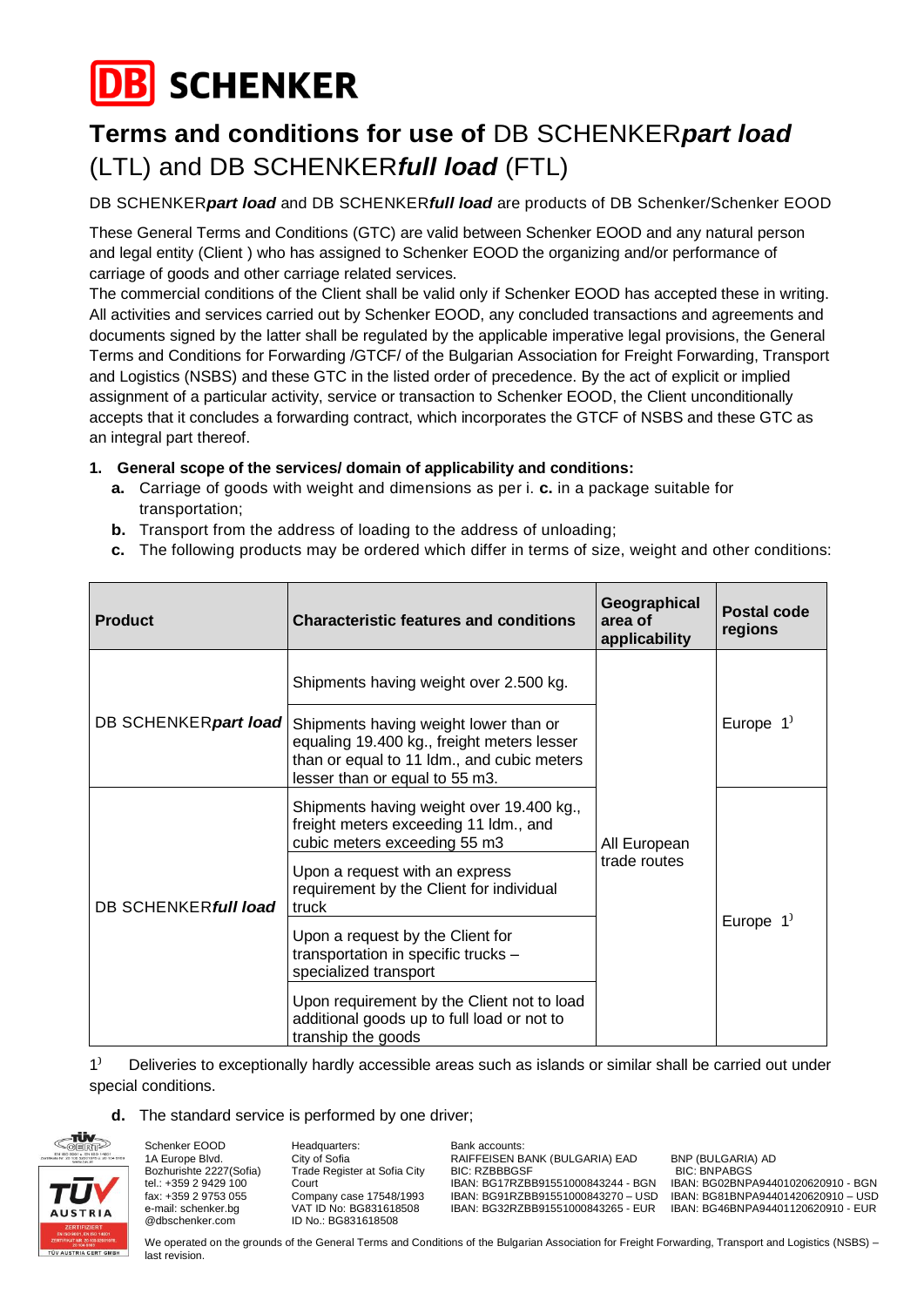# DB SCHENKER

# Terms and conditions for use of DB SCHENKER*part load* (LTL) and DB SCHENKER*full load* (FTL)

DB SCHENKER***part load*** and DB SCHENKER***full load*** are products of DB Schenker/Schenker EOOD

These General Terms and Conditions (GTC) are valid between Schenker EOOD and any natural person and legal entity (Client ) who has assigned to Schenker EOOD the organizing and/or performance of carriage of goods and other carriage related services.
The commercial conditions of the Client shall be valid only if Schenker EOOD has accepted these in writing. All activities and services carried out by Schenker EOOD, any concluded transactions and agreements and documents signed by the latter shall be regulated by the applicable imperative legal provisions, the General Terms and Conditions for Forwarding /GTCF/ of the Bulgarian Association for Freight Forwarding, Transport and Logistics (NSBS) and these GTC in the listed order of precedence. By the act of explicit or implied assignment of a particular activity, service or transaction to Schenker EOOD, the Client unconditionally accepts that it concludes a forwarding contract, which incorporates the GTCF of NSBS and these GTC as an integral part thereof.

1. **General scope of the services/ domain of applicability and conditions:**
   - **a.** Carriage of goods with weight and dimensions as per i. **c.** in a package suitable for transportation;
   - **b.** Transport from the address of loading to the address of unloading;
   - **c.** The following products may be ordered which differ in terms of size, weight and other conditions:

| Product | Characteristic features and conditions | Geographical area of applicability | Postal code regions |
|---|---|---|---|
| DB SCHENKER***part load*** | Shipments having weight over 2.500 kg. | All European trade routes | Europe 1) |
| | Shipments having weight lower than or equaling 19.400 kg., freight meters lesser than or equal to 11 ldm., and cubic meters lesser than or equal to 55 m3. | | |
| DB SCHENKER***full load*** | Shipments having weight over 19.400 kg., freight meters exceeding 11 ldm., and cubic meters exceeding 55 m3 | | Europe 1) |
| | Upon a request with an express requirement by the Client for individual truck | | |
| | Upon a request by the Client for transportation in specific trucks – specialized transport | | |
| | Upon requirement by the Client not to load additional goods up to full load or not to tranship the goods | | |

1) Deliveries to exceptionally hardly accessible areas such as islands or similar shall be carried out under special conditions.

   - **d.** The standard service is performed by one driver;

Schenker EOOD
1A Europe Blvd.
Bozhurishte 2227(Sofia)
tel.: +359 2 9429 100
fax: +359 2 9753 055
e-mail: schenker.bg@dbschenker.com

Headquarters:
City of Sofia
Trade Register at Sofia City Court
Company case 17548/1993
VAT ID No: BG831618508
ID No.: BG831618508

Bank accounts:
RAIFFEISEN BANK (BULGARIA) EAD
BIC: RZBBBGSF
IBAN: BG17RZBB91551000843244 - BGN
IBAN: BG91RZBB91551000843270 – USD
IBAN: BG32RZBB91551000843265 - EUR

BNP (BULGARIA) AD
BIC: BNPABGS
IBAN: BG02BNPA94401020620910 - BGN
IBAN: BG81BNPA94401420620910 – USD
IBAN: BG46BNPA94401120620910 - EUR

We operated on the grounds of the General Terms and Conditions of the Bulgarian Association for Freight Forwarding, Transport and Logistics (NSBS) – last revision.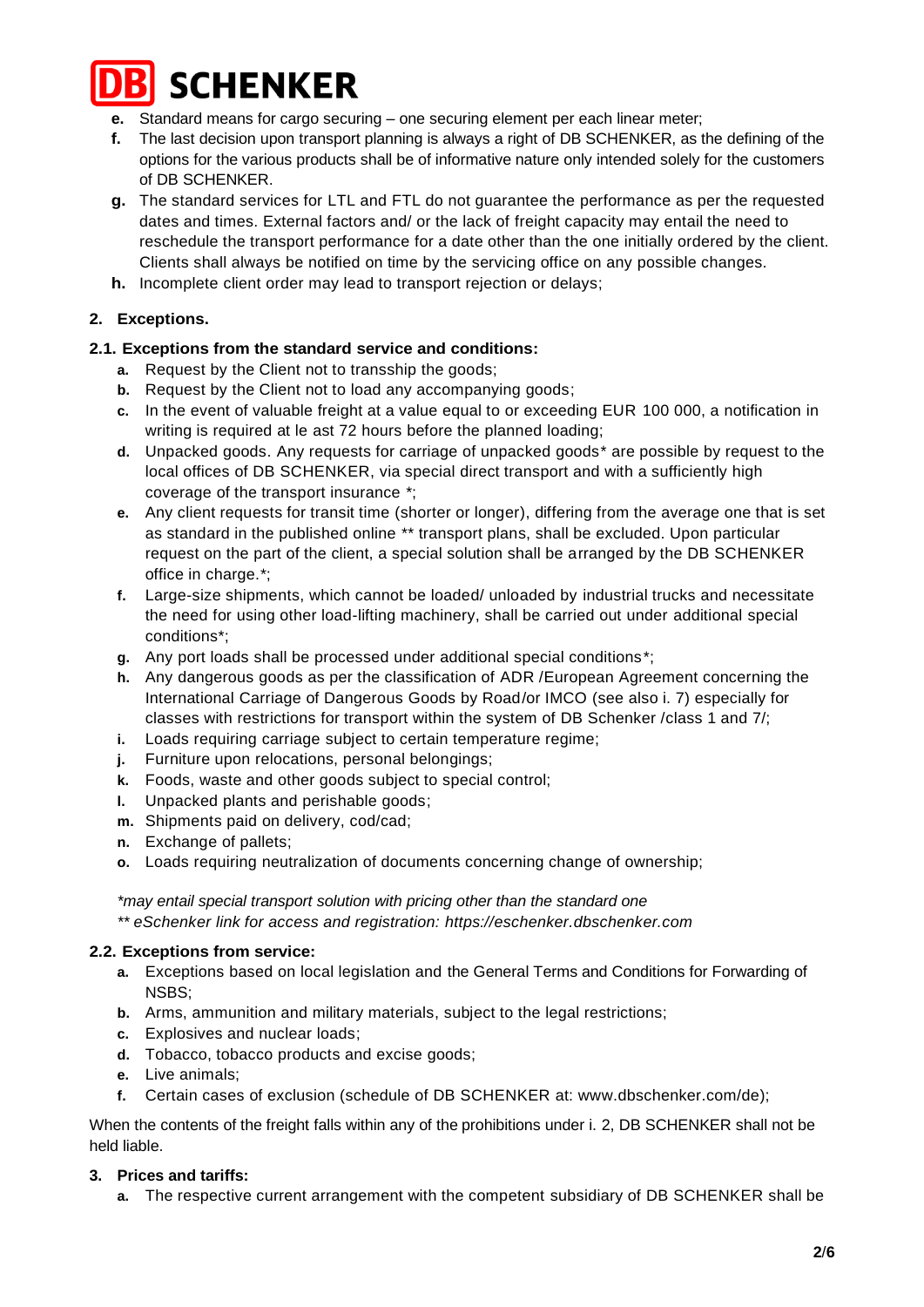e. Standard means for cargo securing – one securing element per each linear meter;
f. The last decision upon transport planning is always a right of DB SCHENKER, as the defining of the options for the various products shall be of informative nature only intended solely for the customers of DB SCHENKER.
g. The standard services for LTL and FTL do not guarantee the performance as per the requested dates and times. External factors and/ or the lack of freight capacity may entail the need to reschedule the transport performance for a date other than the one initially ordered by the client. Clients shall always be notified on time by the servicing office on any possible changes.
h. Incomplete client order may lead to transport rejection or delays;

## 2. Exceptions.

### 2.1. Exceptions from the standard service and conditions:

a. Request by the Client not to transship the goods;
b. Request by the Client not to load any accompanying goods;
c. In the event of valuable freight at a value equal to or exceeding EUR 100 000, a notification in writing is required at le ast 72 hours before the planned loading;
d. Unpacked goods. Any requests for carriage of unpacked goods* are possible by request to the local offices of DB SCHENKER, via special direct transport and with a sufficiently high coverage of the transport insurance *;
e. Any client requests for transit time (shorter or longer), differing from the average one that is set as standard in the published online ** transport plans, shall be excluded. Upon particular request on the part of the client, a special solution shall be arranged by the DB SCHENKER office in charge.*;
f. Large-size shipments, which cannot be loaded/ unloaded by industrial trucks and necessitate the need for using other load-lifting machinery, shall be carried out under additional special conditions*;
g. Any port loads shall be processed under additional special conditions*;
h. Any dangerous goods as per the classification of ADR /European Agreement concerning the International Carriage of Dangerous Goods by Road/or IMCO (see also i. 7) especially for classes with restrictions for transport within the system of DB Schenker /class 1 and 7/;
i. Loads requiring carriage subject to certain temperature regime;
j. Furniture upon relocations, personal belongings;
k. Foods, waste and other goods subject to special control;
l. Unpacked plants and perishable goods;
m. Shipments paid on delivery, cod/cad;
n. Exchange of pallets;
o. Loads requiring neutralization of documents concerning change of ownership;

*\*may entail special transport solution with pricing other than the standard one*
*\*\* eSchenker link for access and registration: https://eschenker.dbschenker.com*

### 2.2. Exceptions from service:

a. Exceptions based on local legislation and the General Terms and Conditions for Forwarding of NSBS;
b. Arms, ammunition and military materials, subject to the legal restrictions;
c. Explosives and nuclear loads;
d. Tobacco, tobacco products and excise goods;
e. Live animals;
f. Certain cases of exclusion (schedule of DB SCHENKER at: www.dbschenker.com/de);

When the contents of the freight falls within any of the prohibitions under i. 2, DB SCHENKER shall not be held liable.

## 3. Prices and tariffs:

a. The respective current arrangement with the competent subsidiary of DB SCHENKER shall be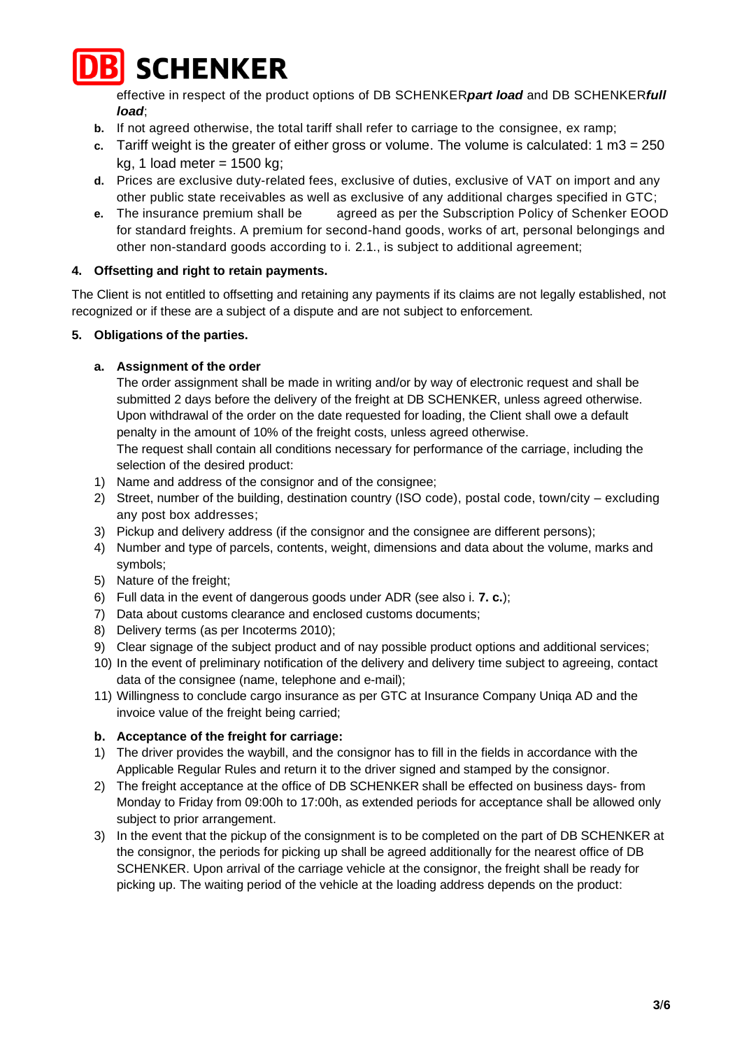effective in respect of the product options of DB SCHENKER***part load*** and DB SCHENKER***full load***;

- **b.** If not agreed otherwise, the total tariff shall refer to carriage to the consignee, ex ramp;
- **c.** Tariff weight is the greater of either gross or volume. The volume is calculated: 1 m3 = 250 kg, 1 load meter = 1500 kg;
- **d.** Prices are exclusive duty-related fees, exclusive of duties, exclusive of VAT on import and any other public state receivables as well as exclusive of any additional charges specified in GTC;
- **e.** The insurance premium shall be agreed as per the Subscription Policy of Schenker EOOD for standard freights. A premium for second-hand goods, works of art, personal belongings and other non-standard goods according to i. 2.1., is subject to additional agreement;

**4. Offsetting and right to retain payments.**

The Client is not entitled to offsetting and retaining any payments if its claims are not legally established, not recognized or if these are a subject of a dispute and are not subject to enforcement.

**5. Obligations of the parties.**

**a. Assignment of the order**

The order assignment shall be made in writing and/or by way of electronic request and shall be submitted 2 days before the delivery of the freight at DB SCHENKER, unless agreed otherwise. Upon withdrawal of the order on the date requested for loading, the Client shall owe a default penalty in the amount of 10% of the freight costs, unless agreed otherwise.

The request shall contain all conditions necessary for performance of the carriage, including the selection of the desired product:

1) Name and address of the consignor and of the consignee;
2) Street, number of the building, destination country (ISO code), postal code, town/city – excluding any post box addresses;
3) Pickup and delivery address (if the consignor and the consignee are different persons);
4) Number and type of parcels, contents, weight, dimensions and data about the volume, marks and symbols;
5) Nature of the freight;
6) Full data in the event of dangerous goods under ADR (see also i. **7. c.**);
7) Data about customs clearance and enclosed customs documents;
8) Delivery terms (as per Incoterms 2010);
9) Clear signage of the subject product and of nay possible product options and additional services;
10) In the event of preliminary notification of the delivery and delivery time subject to agreeing, contact data of the consignee (name, telephone and e-mail);
11) Willingness to conclude cargo insurance as per GTC at Insurance Company Uniqa AD and the invoice value of the freight being carried;

**b. Acceptance of the freight for carriage:**

1) The driver provides the waybill, and the consignor has to fill in the fields in accordance with the Applicable Regular Rules and return it to the driver signed and stamped by the consignor.
2) The freight acceptance at the office of DB SCHENKER shall be effected on business days- from Monday to Friday from 09:00h to 17:00h, as extended periods for acceptance shall be allowed only subject to prior arrangement.
3) In the event that the pickup of the consignment is to be completed on the part of DB SCHENKER at the consignor, the periods for picking up shall be agreed additionally for the nearest office of DB SCHENKER. Upon arrival of the carriage vehicle at the consignor, the freight shall be ready for picking up. The waiting period of the vehicle at the loading address depends on the product: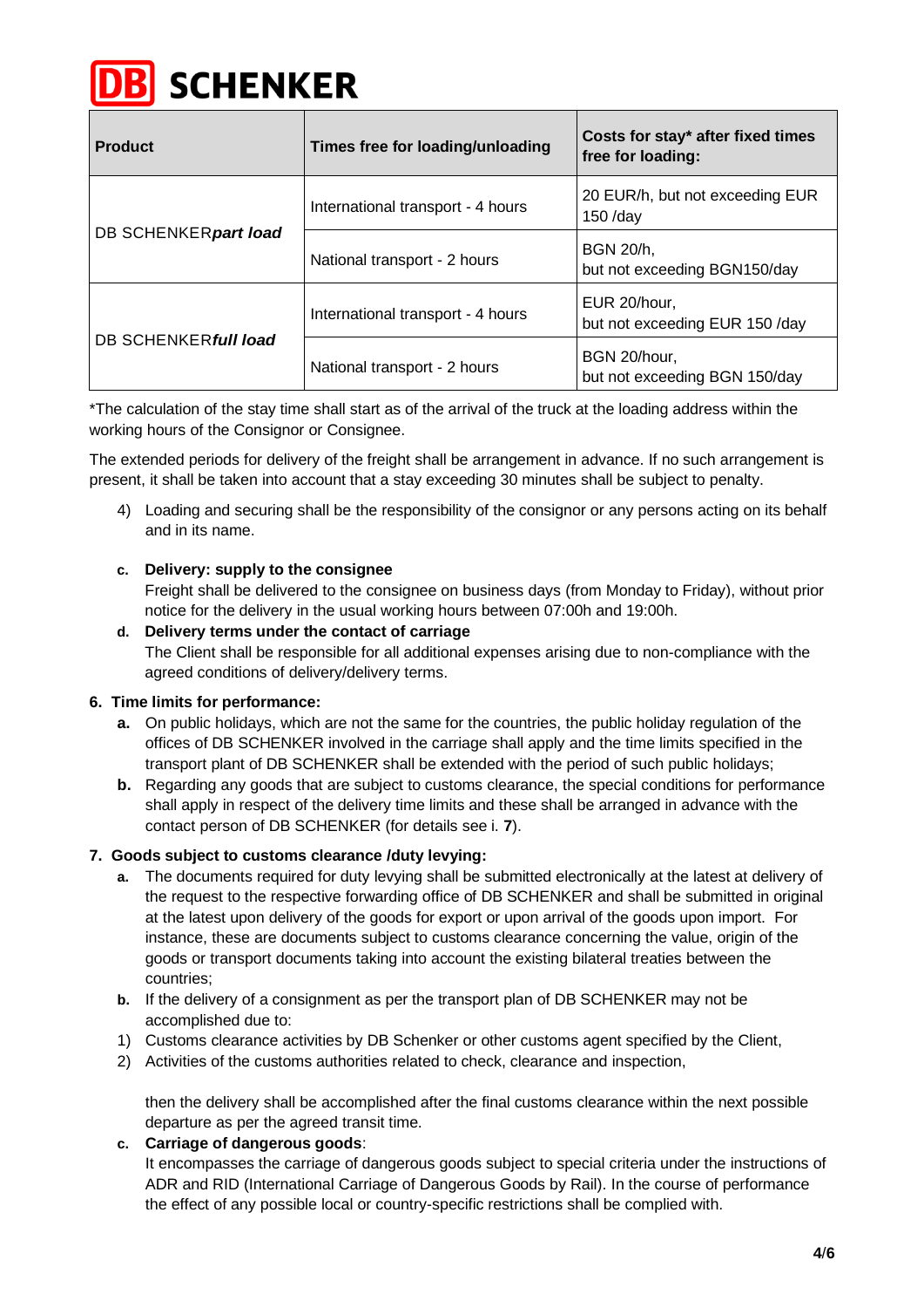| Product | Times free for loading/unloading | Costs for stay* after fixed times free for loading: |
|---|---|---|
| DB SCHENKER***part load*** | International transport - 4 hours | 20 EUR/h, but not exceeding EUR 150 /day |
| | National transport - 2 hours | BGN 20/h, but not exceeding BGN150/day |
| DB SCHENKER***full load*** | International transport - 4 hours | EUR 20/hour, but not exceeding EUR 150 /day |
| | National transport - 2 hours | BGN 20/hour, but not exceeding BGN 150/day |

*The calculation of the stay time shall start as of the arrival of the truck at the loading address within the working hours of the Consignor or Consignee.

The extended periods for delivery of the freight shall be arrangement in advance. If no such arrangement is present, it shall be taken into account that a stay exceeding 30 minutes shall be subject to penalty.

4) Loading and securing shall be the responsibility of the consignor or any persons acting on its behalf and in its name.

**c. Delivery: supply to the consignee**

Freight shall be delivered to the consignee on business days (from Monday to Friday), without prior notice for the delivery in the usual working hours between 07:00h and 19:00h.

**d. Delivery terms under the contact of carriage**

The Client shall be responsible for all additional expenses arising due to non-compliance with the agreed conditions of delivery/delivery terms.

**6. Time limits for performance:**

**a.** On public holidays, which are not the same for the countries, the public holiday regulation of the offices of DB SCHENKER involved in the carriage shall apply and the time limits specified in the transport plant of DB SCHENKER shall be extended with the period of such public holidays;

**b.** Regarding any goods that are subject to customs clearance, the special conditions for performance shall apply in respect of the delivery time limits and these shall be arranged in advance with the contact person of DB SCHENKER (for details see i. **7**).

**7. Goods subject to customs clearance /duty levying:**

**a.** The documents required for duty levying shall be submitted electronically at the latest at delivery of the request to the respective forwarding office of DB SCHENKER and shall be submitted in original at the latest upon delivery of the goods for export or upon arrival of the goods upon import. For instance, these are documents subject to customs clearance concerning the value, origin of the goods or transport documents taking into account the existing bilateral treaties between the countries;

**b.** If the delivery of a consignment as per the transport plan of DB SCHENKER may not be accomplished due to:

1) Customs clearance activities by DB Schenker or other customs agent specified by the Client,
2) Activities of the customs authorities related to check, clearance and inspection,

then the delivery shall be accomplished after the final customs clearance within the next possible departure as per the agreed transit time.

**c. Carriage of dangerous goods**:

It encompasses the carriage of dangerous goods subject to special criteria under the instructions of ADR and RID (International Carriage of Dangerous Goods by Rail). In the course of performance the effect of any possible local or country-specific restrictions shall be complied with.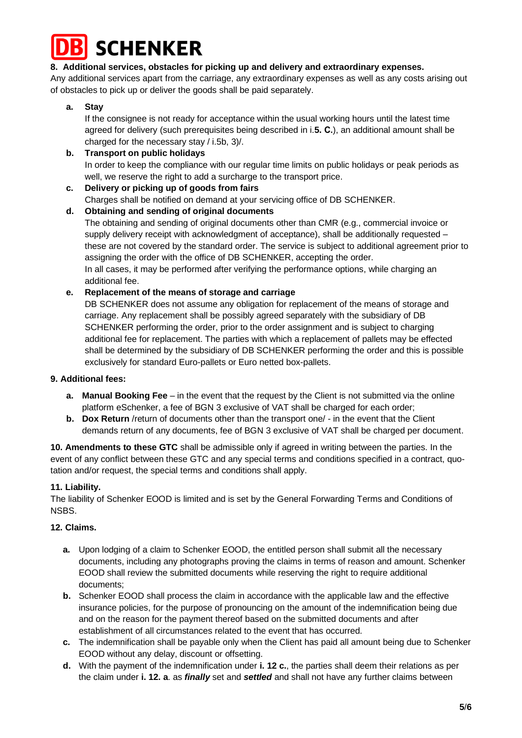**8. Additional services, obstacles for picking up and delivery and extraordinary expenses.**

Any additional services apart from the carriage, any extraordinary expenses as well as any costs arising out of obstacles to pick up or deliver the goods shall be paid separately.

**a. Stay**

If the consignee is not ready for acceptance within the usual working hours until the latest time agreed for delivery (such prerequisites being described in i.**5. C.**), an additional amount shall be charged for the necessary stay / i.5b, 3)/.

**b. Transport on public holidays**

In order to keep the compliance with our regular time limits on public holidays or peak periods as well, we reserve the right to add a surcharge to the transport price.

**c. Delivery or picking up of goods from fairs**

Charges shall be notified on demand at your servicing office of DB SCHENKER.

**d. Obtaining and sending of original documents**

The obtaining and sending of original documents other than CMR (e.g., commercial invoice or supply delivery receipt with acknowledgment of acceptance), shall be additionally requested – these are not covered by the standard order. The service is subject to additional agreement prior to assigning the order with the office of DB SCHENKER, accepting the order.

In all cases, it may be performed after verifying the performance options, while charging an additional fee.

**e. Replacement of the means of storage and carriage**

DB SCHENKER does not assume any obligation for replacement of the means of storage and carriage. Any replacement shall be possibly agreed separately with the subsidiary of DB SCHENKER performing the order, prior to the order assignment and is subject to charging additional fee for replacement. The parties with which a replacement of pallets may be effected shall be determined by the subsidiary of DB SCHENKER performing the order and this is possible exclusively for standard Euro-pallets or Euro netted box-pallets.

**9. Additional fees:**

- **a. Manual Booking Fee** – in the event that the request by the Client is not submitted via the online platform eSchenker, a fee of BGN 3 exclusive of VAT shall be charged for each order;
- **b. Dox Return** /return of documents other than the transport one/ - in the event that the Client demands return of any documents, fee of BGN 3 exclusive of VAT shall be charged per document.

**10. Amendments to these GTC** shall be admissible only if agreed in writing between the parties. In the event of any conflict between these GTC and any special terms and conditions specified in a contract, quotation and/or request, the special terms and conditions shall apply.

**11. Liability.**

The liability of Schenker EOOD is limited and is set by the General Forwarding Terms and Conditions of NSBS.

**12. Claims.**

- **a.** Upon lodging of a claim to Schenker EOOD, the entitled person shall submit all the necessary documents, including any photographs proving the claims in terms of reason and amount. Schenker EOOD shall review the submitted documents while reserving the right to require additional documents;
- **b.** Schenker EOOD shall process the claim in accordance with the applicable law and the effective insurance policies, for the purpose of pronouncing on the amount of the indemnification being due and on the reason for the payment thereof based on the submitted documents and after establishment of all circumstances related to the event that has occurred.
- **c.** The indemnification shall be payable only when the Client has paid all amount being due to Schenker EOOD without any delay, discount or offsetting.
- **d.** With the payment of the indemnification under **i. 12 c.**, the parties shall deem their relations as per the claim under **i. 12. a**. as ***finally*** set and ***settled*** and shall not have any further claims between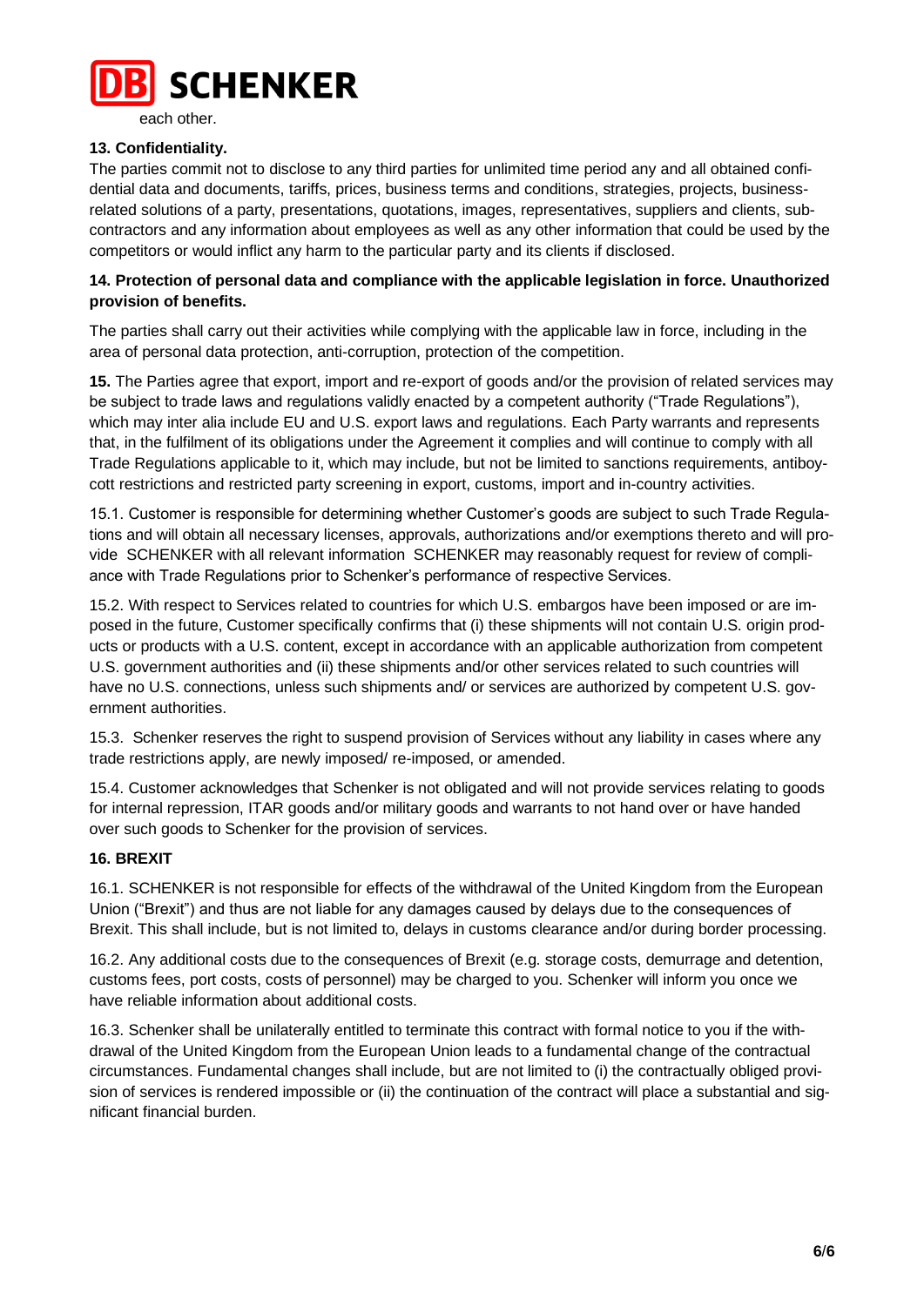each other.

**13. Confidentiality.**

The parties commit not to disclose to any third parties for unlimited time period any and all obtained confidential data and documents, tariffs, prices, business terms and conditions, strategies, projects, business-related solutions of a party, presentations, quotations, images, representatives, suppliers and clients, subcontractors and any information about employees as well as any other information that could be used by the competitors or would inflict any harm to the particular party and its clients if disclosed.

**14. Protection of personal data and compliance with the applicable legislation in force. Unauthorized provision of benefits.**

The parties shall carry out their activities while complying with the applicable law in force, including in the area of personal data protection, anti-corruption, protection of the competition.

**15.** The Parties agree that export, import and re-export of goods and/or the provision of related services may be subject to trade laws and regulations validly enacted by a competent authority ("Trade Regulations"), which may inter alia include EU and U.S. export laws and regulations. Each Party warrants and represents that, in the fulfilment of its obligations under the Agreement it complies and will continue to comply with all Trade Regulations applicable to it, which may include, but not be limited to sanctions requirements, antiboycott restrictions and restricted party screening in export, customs, import and in-country activities.

15.1. Customer is responsible for determining whether Customer's goods are subject to such Trade Regulations and will obtain all necessary licenses, approvals, authorizations and/or exemptions thereto and will provide SCHENKER with all relevant information SCHENKER may reasonably request for review of compliance with Trade Regulations prior to Schenker's performance of respective Services.

15.2. With respect to Services related to countries for which U.S. embargos have been imposed or are imposed in the future, Customer specifically confirms that (i) these shipments will not contain U.S. origin products or products with a U.S. content, except in accordance with an applicable authorization from competent U.S. government authorities and (ii) these shipments and/or other services related to such countries will have no U.S. connections, unless such shipments and/ or services are authorized by competent U.S. government authorities.

15.3. Schenker reserves the right to suspend provision of Services without any liability in cases where any trade restrictions apply, are newly imposed/ re-imposed, or amended.

15.4. Customer acknowledges that Schenker is not obligated and will not provide services relating to goods for internal repression, ITAR goods and/or military goods and warrants to not hand over or have handed over such goods to Schenker for the provision of services.

**16. BREXIT**

16.1. SCHENKER is not responsible for effects of the withdrawal of the United Kingdom from the European Union ("Brexit") and thus are not liable for any damages caused by delays due to the consequences of Brexit. This shall include, but is not limited to, delays in customs clearance and/or during border processing.

16.2. Any additional costs due to the consequences of Brexit (e.g. storage costs, demurrage and detention, customs fees, port costs, costs of personnel) may be charged to you. Schenker will inform you once we have reliable information about additional costs.

16.3. Schenker shall be unilaterally entitled to terminate this contract with formal notice to you if the withdrawal of the United Kingdom from the European Union leads to a fundamental change of the contractual circumstances. Fundamental changes shall include, but are not limited to (i) the contractually obliged provision of services is rendered impossible or (ii) the continuation of the contract will place a substantial and significant financial burden.